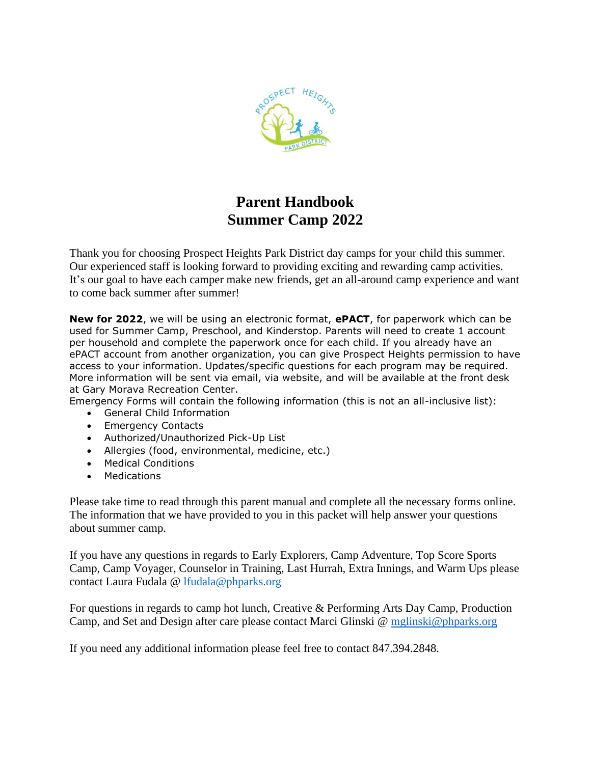# Parent Handbook
# Summer Camp 2022

Thank you for choosing Prospect Heights Park District day camps for your child this summer. Our experienced staff is looking forward to providing exciting and rewarding camp activities. It's our goal to have each camper make new friends, get an all-around camp experience and want to come back summer after summer!

**New for 2022**, we will be using an electronic format, **ePACT**, for paperwork which can be used for Summer Camp, Preschool, and Kinderstop. Parents will need to create 1 account per household and complete the paperwork once for each child. If you already have an ePACT account from another organization, you can give Prospect Heights permission to have access to your information. Updates/specific questions for each program may be required. More information will be sent via email, via website, and will be available at the front desk at Gary Morava Recreation Center.

Emergency Forms will contain the following information (this is not an all-inclusive list):

- General Child Information
- Emergency Contacts
- Authorized/Unauthorized Pick-Up List
- Allergies (food, environmental, medicine, etc.)
- Medical Conditions
- Medications

Please take time to read through this parent manual and complete all the necessary forms online. The information that we have provided to you in this packet will help answer your questions about summer camp.

If you have any questions in regards to Early Explorers, Camp Adventure, Top Score Sports Camp, Camp Voyager, Counselor in Training, Last Hurrah, Extra Innings, and Warm Ups please contact Laura Fudala @ lfudala@phparks.org

For questions in regards to camp hot lunch, Creative & Performing Arts Day Camp, Production Camp, and Set and Design after care please contact Marci Glinski @ mglinski@phparks.org

If you need any additional information please feel free to contact 847.394.2848.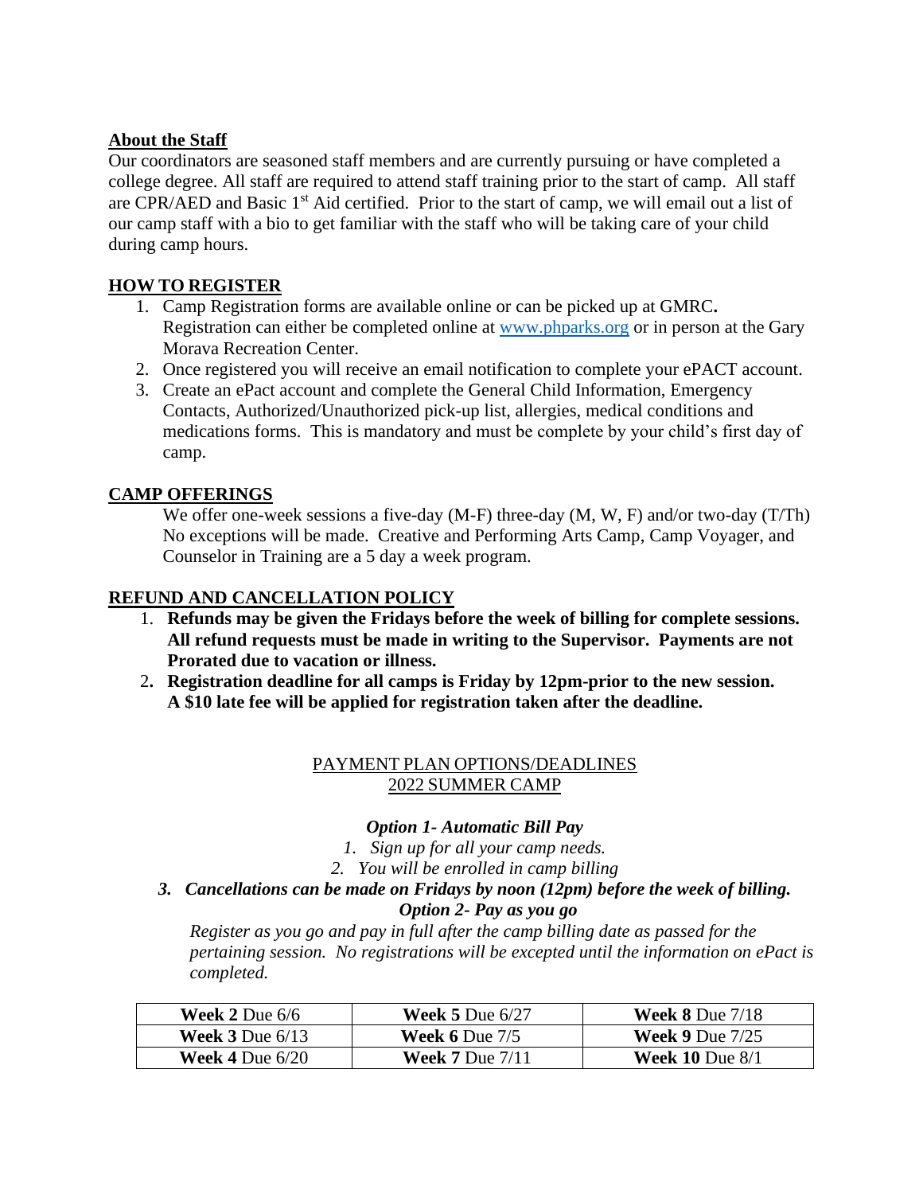## About the Staff

Our coordinators are seasoned staff members and are currently pursuing or have completed a college degree. All staff are required to attend staff training prior to the start of camp. All staff are CPR/AED and Basic 1st Aid certified. Prior to the start of camp, we will email out a list of our camp staff with a bio to get familiar with the staff who will be taking care of your child during camp hours.

## HOW TO REGISTER

1. Camp Registration forms are available online or can be picked up at GMRC**.** Registration can either be completed online at [www.phparks.org](www.phparks.org) or in person at the Gary Morava Recreation Center.
2. Once registered you will receive an email notification to complete your ePACT account.
3. Create an ePact account and complete the General Child Information, Emergency Contacts, Authorized/Unauthorized pick-up list, allergies, medical conditions and medications forms. This is mandatory and must be complete by your child's first day of camp.

## CAMP OFFERINGS

We offer one-week sessions a five-day (M-F) three-day (M, W, F) and/or two-day (T/Th) No exceptions will be made. Creative and Performing Arts Camp, Camp Voyager, and Counselor in Training are a 5 day a week program.

## REFUND AND CANCELLATION POLICY

1. **Refunds may be given the Fridays before the week of billing for complete sessions. All refund requests must be made in writing to the Supervisor. Payments are not Prorated due to vacation or illness.**
2. **Registration deadline for all camps is Friday by 12pm-prior to the new session. A $10 late fee will be applied for registration taken after the deadline.**

PAYMENT PLAN OPTIONS/DEADLINES
2022 SUMMER CAMP

***Option 1- Automatic Bill Pay***

1. *Sign up for all your camp needs.*
2. *You will be enrolled in camp billing*
3. ***Cancellations can be made on Fridays by noon (12pm) before the week of billing.***

***Option 2- Pay as you go***

*Register as you go and pay in full after the camp billing date as passed for the pertaining session. No registrations will be excepted until the information on ePact is completed.*

| | | |
|---|---|---|
| **Week 2** Due 6/6 | **Week 5** Due 6/27 | **Week 8** Due 7/18 |
| **Week 3** Due 6/13 | **Week 6** Due 7/5 | **Week 9** Due 7/25 |
| **Week 4** Due 6/20 | **Week 7** Due 7/11 | **Week 10** Due 8/1 |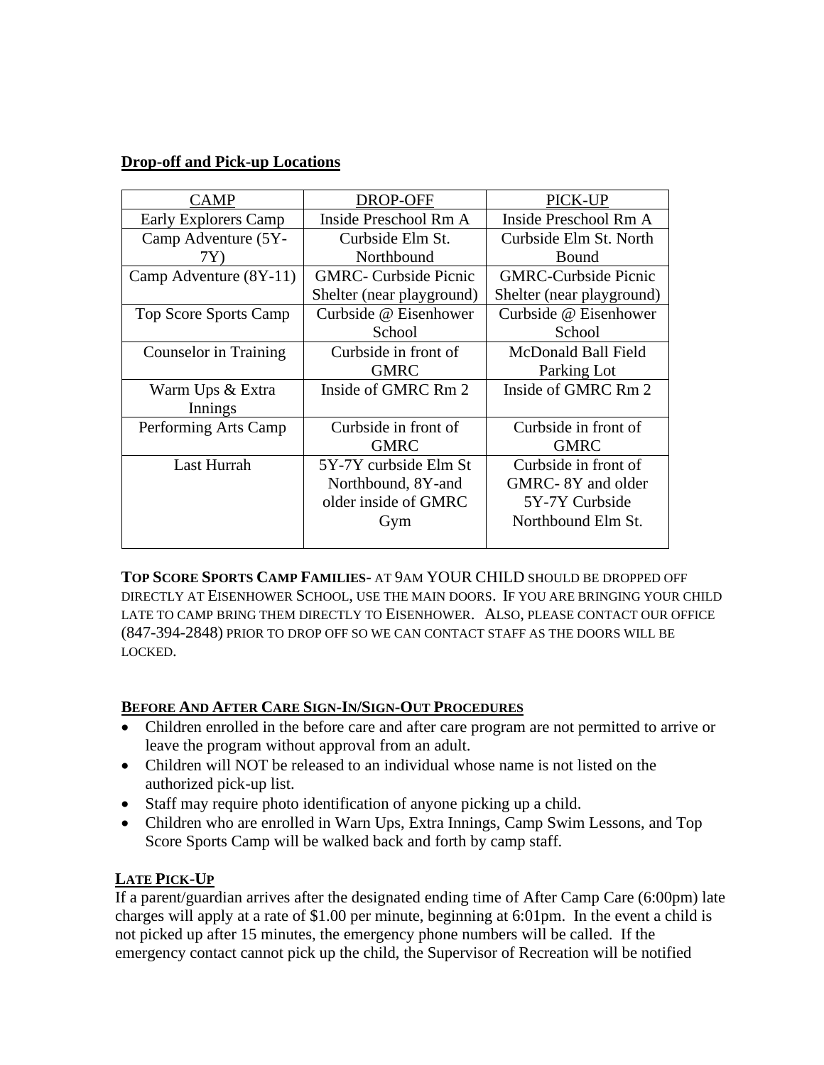**Drop-off and Pick-up Locations**

| CAMP | DROP-OFF | PICK-UP |
| --- | --- | --- |
| Early Explorers Camp | Inside Preschool Rm A | Inside Preschool Rm A |
| Camp Adventure (5Y-7Y) | Curbside Elm St. Northbound | Curbside Elm St. North Bound |
| Camp Adventure (8Y-11) | GMRC- Curbside Picnic Shelter (near playground) | GMRC-Curbside Picnic Shelter (near playground) |
| Top Score Sports Camp | Curbside @ Eisenhower School | Curbside @ Eisenhower School |
| Counselor in Training | Curbside in front of GMRC | McDonald Ball Field Parking Lot |
| Warm Ups & Extra Innings | Inside of GMRC Rm 2 | Inside of GMRC Rm 2 |
| Performing Arts Camp | Curbside in front of GMRC | Curbside in front of GMRC |
| Last Hurrah | 5Y-7Y curbside Elm St Northbound, 8Y-and older inside of GMRC Gym | Curbside in front of GMRC- 8Y and older 5Y-7Y Curbside Northbound Elm St. |

**TOP SCORE SPORTS CAMP FAMILIES**- AT 9AM YOUR CHILD SHOULD BE DROPPED OFF DIRECTLY AT EISENHOWER SCHOOL, USE THE MAIN DOORS. IF YOU ARE BRINGING YOUR CHILD LATE TO CAMP BRING THEM DIRECTLY TO EISENHOWER. ALSO, PLEASE CONTACT OUR OFFICE (847-394-2848) PRIOR TO DROP OFF SO WE CAN CONTACT STAFF AS THE DOORS WILL BE LOCKED.

**BEFORE AND AFTER CARE SIGN-IN/SIGN-OUT PROCEDURES**

- Children enrolled in the before care and after care program are not permitted to arrive or leave the program without approval from an adult.
- Children will NOT be released to an individual whose name is not listed on the authorized pick-up list.
- Staff may require photo identification of anyone picking up a child.
- Children who are enrolled in Warn Ups, Extra Innings, Camp Swim Lessons, and Top Score Sports Camp will be walked back and forth by camp staff.

**LATE PICK-UP**

If a parent/guardian arrives after the designated ending time of After Camp Care (6:00pm) late charges will apply at a rate of $1.00 per minute, beginning at 6:01pm. In the event a child is not picked up after 15 minutes, the emergency phone numbers will be called. If the emergency contact cannot pick up the child, the Supervisor of Recreation will be notified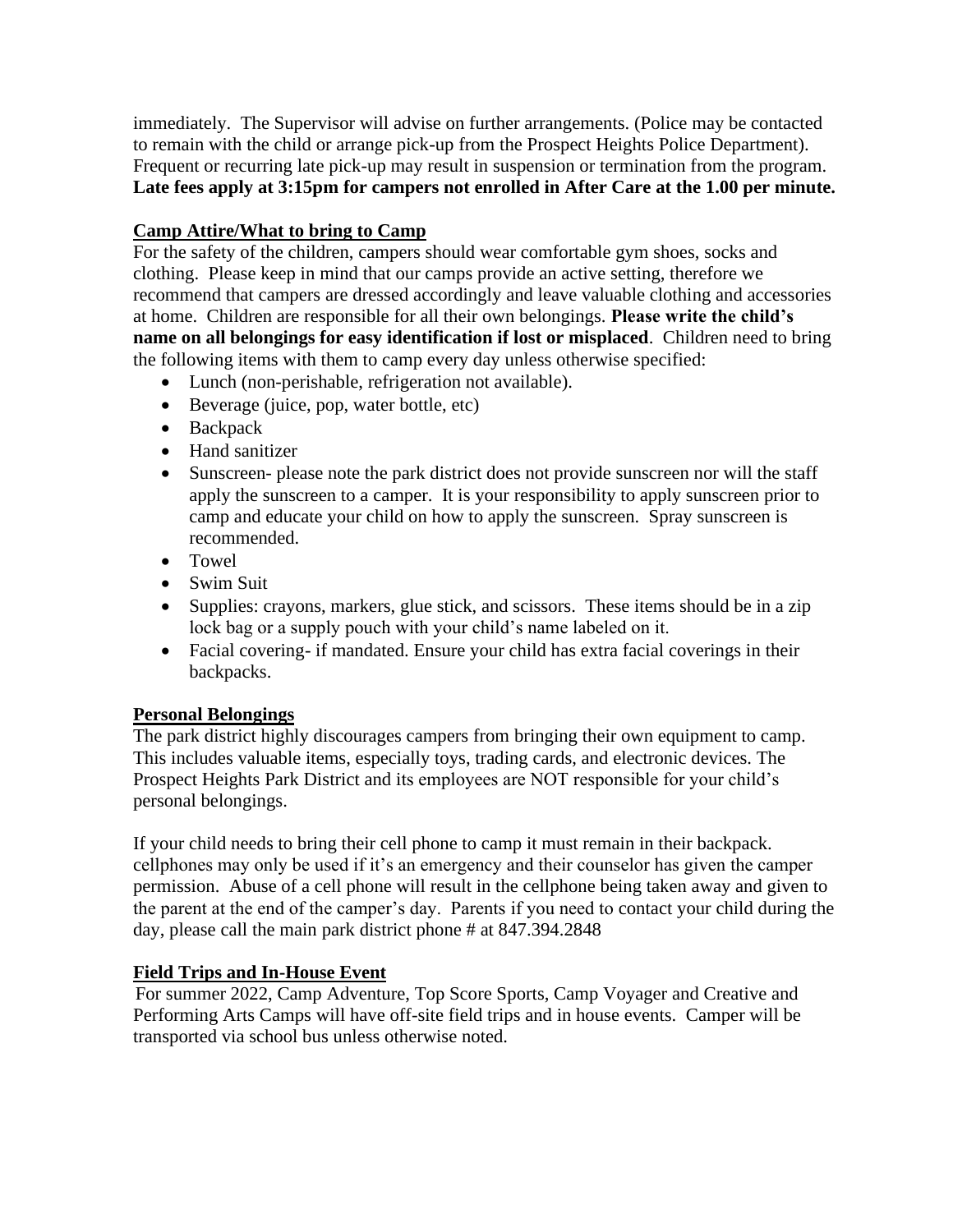immediately. The Supervisor will advise on further arrangements. (Police may be contacted to remain with the child or arrange pick-up from the Prospect Heights Police Department). Frequent or recurring late pick-up may result in suspension or termination from the program. **Late fees apply at 3:15pm for campers not enrolled in After Care at the 1.00 per minute.**

## Camp Attire/What to bring to Camp

For the safety of the children, campers should wear comfortable gym shoes, socks and clothing. Please keep in mind that our camps provide an active setting, therefore we recommend that campers are dressed accordingly and leave valuable clothing and accessories at home. Children are responsible for all their own belongings. **Please write the child's name on all belongings for easy identification if lost or misplaced**. Children need to bring the following items with them to camp every day unless otherwise specified:

- Lunch (non-perishable, refrigeration not available).
- Beverage (juice, pop, water bottle, etc)
- Backpack
- Hand sanitizer
- Sunscreen- please note the park district does not provide sunscreen nor will the staff apply the sunscreen to a camper. It is your responsibility to apply sunscreen prior to camp and educate your child on how to apply the sunscreen. Spray sunscreen is recommended.
- Towel
- Swim Suit
- Supplies: crayons, markers, glue stick, and scissors. These items should be in a zip lock bag or a supply pouch with your child's name labeled on it.
- Facial covering- if mandated. Ensure your child has extra facial coverings in their backpacks.

## Personal Belongings

The park district highly discourages campers from bringing their own equipment to camp. This includes valuable items, especially toys, trading cards, and electronic devices. The Prospect Heights Park District and its employees are NOT responsible for your child's personal belongings.

If your child needs to bring their cell phone to camp it must remain in their backpack. cellphones may only be used if it's an emergency and their counselor has given the camper permission. Abuse of a cell phone will result in the cellphone being taken away and given to the parent at the end of the camper's day. Parents if you need to contact your child during the day, please call the main park district phone # at 847.394.2848

## Field Trips and In-House Event

For summer 2022, Camp Adventure, Top Score Sports, Camp Voyager and Creative and Performing Arts Camps will have off-site field trips and in house events. Camper will be transported via school bus unless otherwise noted.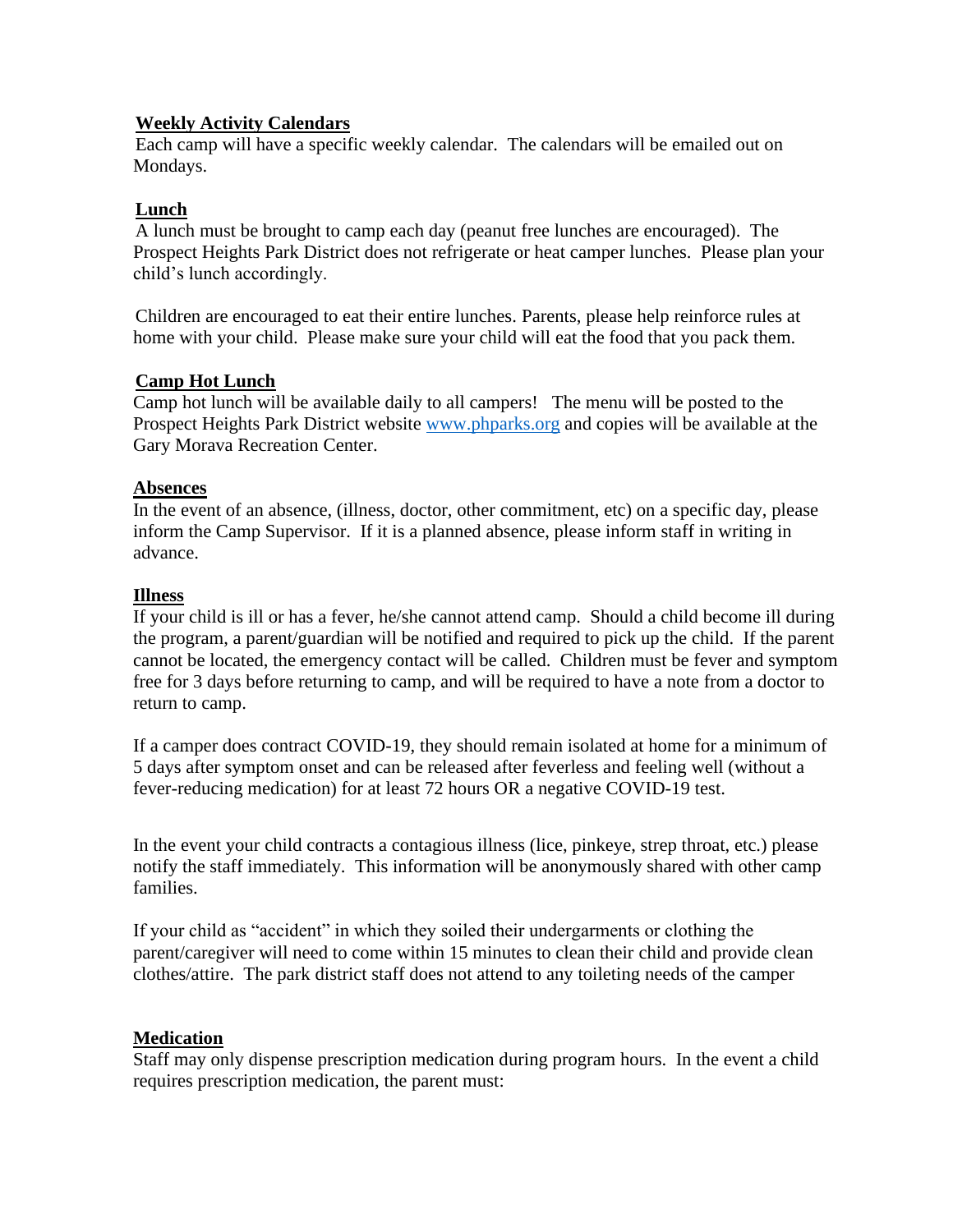**Weekly Activity Calendars**

Each camp will have a specific weekly calendar. The calendars will be emailed out on Mondays.

**Lunch**

A lunch must be brought to camp each day (peanut free lunches are encouraged). The Prospect Heights Park District does not refrigerate or heat camper lunches. Please plan your child's lunch accordingly.

Children are encouraged to eat their entire lunches. Parents, please help reinforce rules at home with your child. Please make sure your child will eat the food that you pack them.

**Camp Hot Lunch**

Camp hot lunch will be available daily to all campers! The menu will be posted to the Prospect Heights Park District website [www.phparks.org](http://www.phparks.org) and copies will be available at the Gary Morava Recreation Center.

**Absences**

In the event of an absence, (illness, doctor, other commitment, etc) on a specific day, please inform the Camp Supervisor. If it is a planned absence, please inform staff in writing in advance.

**Illness**

If your child is ill or has a fever, he/she cannot attend camp. Should a child become ill during the program, a parent/guardian will be notified and required to pick up the child. If the parent cannot be located, the emergency contact will be called. Children must be fever and symptom free for 3 days before returning to camp, and will be required to have a note from a doctor to return to camp.

If a camper does contract COVID-19, they should remain isolated at home for a minimum of 5 days after symptom onset and can be released after feverless and feeling well (without a fever-reducing medication) for at least 72 hours OR a negative COVID-19 test.

In the event your child contracts a contagious illness (lice, pinkeye, strep throat, etc.) please notify the staff immediately. This information will be anonymously shared with other camp families.

If your child as "accident" in which they soiled their undergarments or clothing the parent/caregiver will need to come within 15 minutes to clean their child and provide clean clothes/attire. The park district staff does not attend to any toileting needs of the camper

**Medication**

Staff may only dispense prescription medication during program hours. In the event a child requires prescription medication, the parent must: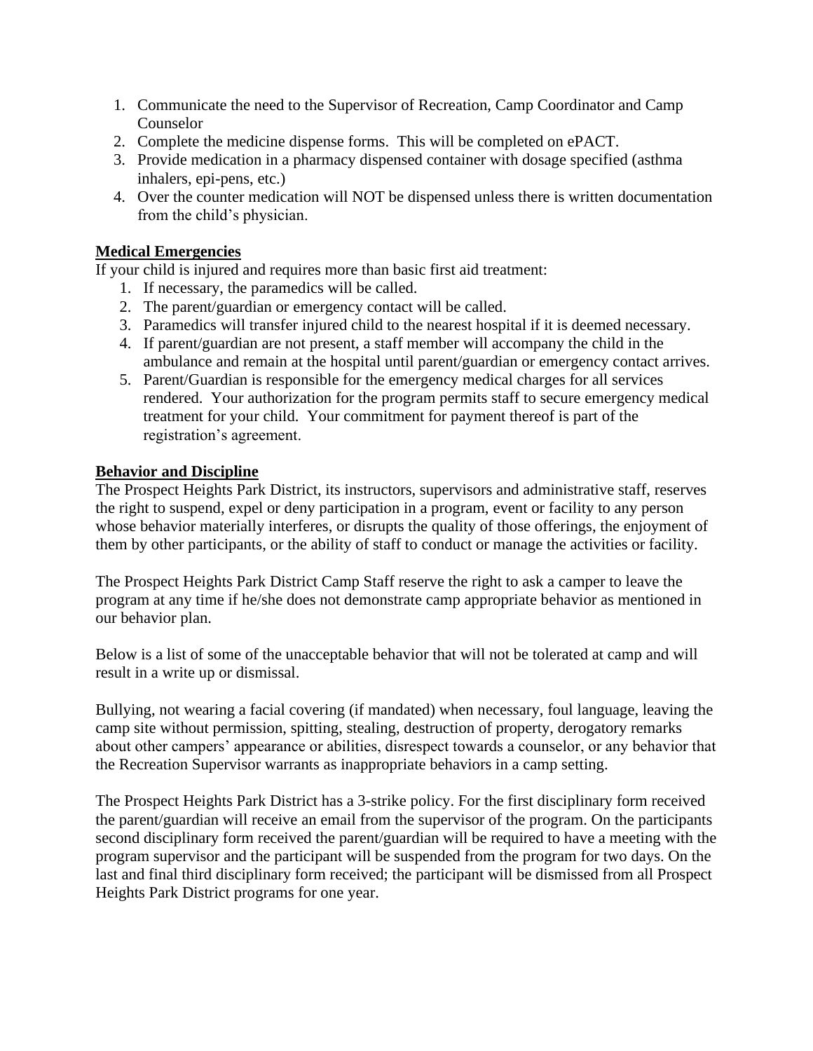1. Communicate the need to the Supervisor of Recreation, Camp Coordinator and Camp Counselor
2. Complete the medicine dispense forms. This will be completed on ePACT.
3. Provide medication in a pharmacy dispensed container with dosage specified (asthma inhalers, epi-pens, etc.)
4. Over the counter medication will NOT be dispensed unless there is written documentation from the child's physician.

**Medical Emergencies**

If your child is injured and requires more than basic first aid treatment:

1. If necessary, the paramedics will be called.
2. The parent/guardian or emergency contact will be called.
3. Paramedics will transfer injured child to the nearest hospital if it is deemed necessary.
4. If parent/guardian are not present, a staff member will accompany the child in the ambulance and remain at the hospital until parent/guardian or emergency contact arrives.
5. Parent/Guardian is responsible for the emergency medical charges for all services rendered. Your authorization for the program permits staff to secure emergency medical treatment for your child. Your commitment for payment thereof is part of the registration's agreement.

**Behavior and Discipline**

The Prospect Heights Park District, its instructors, supervisors and administrative staff, reserves the right to suspend, expel or deny participation in a program, event or facility to any person whose behavior materially interferes, or disrupts the quality of those offerings, the enjoyment of them by other participants, or the ability of staff to conduct or manage the activities or facility.

The Prospect Heights Park District Camp Staff reserve the right to ask a camper to leave the program at any time if he/she does not demonstrate camp appropriate behavior as mentioned in our behavior plan.

Below is a list of some of the unacceptable behavior that will not be tolerated at camp and will result in a write up or dismissal.

Bullying, not wearing a facial covering (if mandated) when necessary, foul language, leaving the camp site without permission, spitting, stealing, destruction of property, derogatory remarks about other campers' appearance or abilities, disrespect towards a counselor, or any behavior that the Recreation Supervisor warrants as inappropriate behaviors in a camp setting.

The Prospect Heights Park District has a 3-strike policy. For the first disciplinary form received the parent/guardian will receive an email from the supervisor of the program. On the participants second disciplinary form received the parent/guardian will be required to have a meeting with the program supervisor and the participant will be suspended from the program for two days. On the last and final third disciplinary form received; the participant will be dismissed from all Prospect Heights Park District programs for one year.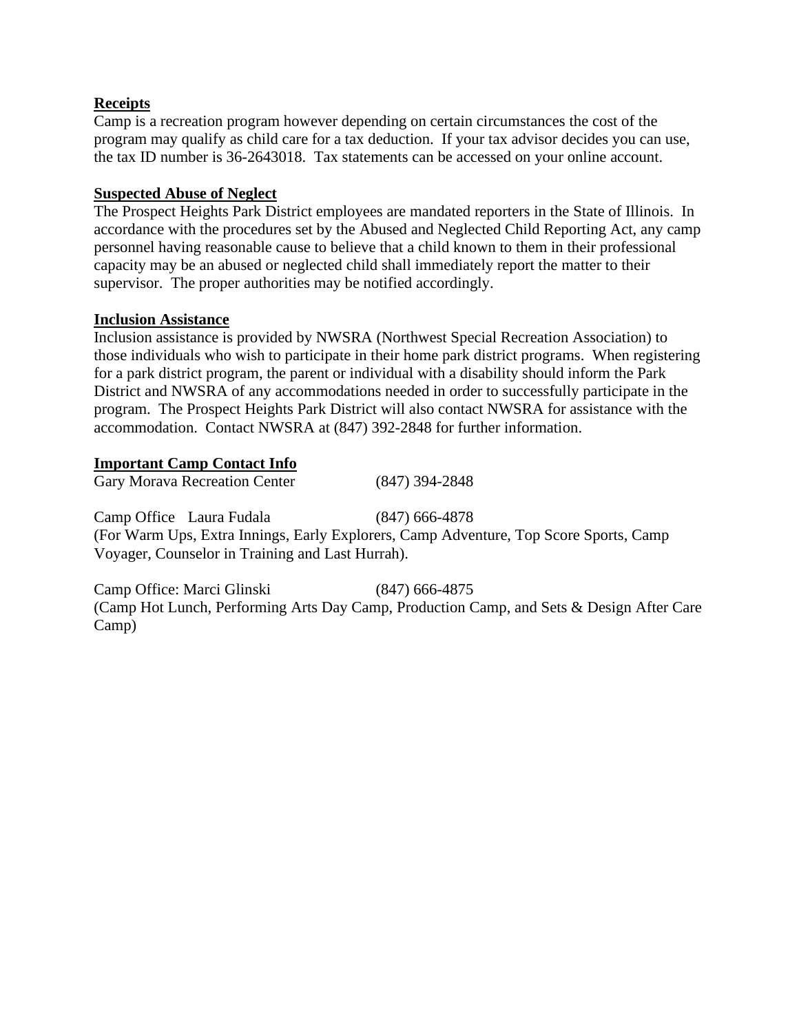**Receipts**

Camp is a recreation program however depending on certain circumstances the cost of the program may qualify as child care for a tax deduction. If your tax advisor decides you can use, the tax ID number is 36-2643018. Tax statements can be accessed on your online account.

**Suspected Abuse of Neglect**

The Prospect Heights Park District employees are mandated reporters in the State of Illinois. In accordance with the procedures set by the Abused and Neglected Child Reporting Act, any camp personnel having reasonable cause to believe that a child known to them in their professional capacity may be an abused or neglected child shall immediately report the matter to their supervisor. The proper authorities may be notified accordingly.

**Inclusion Assistance**

Inclusion assistance is provided by NWSRA (Northwest Special Recreation Association) to those individuals who wish to participate in their home park district programs. When registering for a park district program, the parent or individual with a disability should inform the Park District and NWSRA of any accommodations needed in order to successfully participate in the program. The Prospect Heights Park District will also contact NWSRA for assistance with the accommodation. Contact NWSRA at (847) 392-2848 for further information.

**Important Camp Contact Info**

Gary Morava Recreation Center (847) 394-2848

Camp Office Laura Fudala (847) 666-4878
(For Warm Ups, Extra Innings, Early Explorers, Camp Adventure, Top Score Sports, Camp Voyager, Counselor in Training and Last Hurrah).

Camp Office: Marci Glinski (847) 666-4875
(Camp Hot Lunch, Performing Arts Day Camp, Production Camp, and Sets & Design After Care Camp)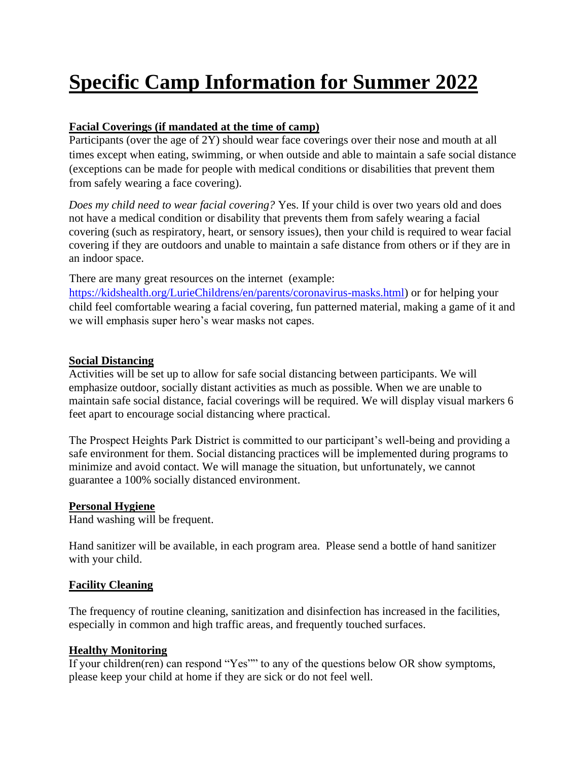# Specific Camp Information for Summer 2022

**Facial Coverings (if mandated at the time of camp)**

Participants (over the age of 2Y) should wear face coverings over their nose and mouth at all times except when eating, swimming, or when outside and able to maintain a safe social distance (exceptions can be made for people with medical conditions or disabilities that prevent them from safely wearing a face covering).

*Does my child need to wear facial covering?* Yes. If your child is over two years old and does not have a medical condition or disability that prevents them from safely wearing a facial covering (such as respiratory, heart, or sensory issues), then your child is required to wear facial covering if they are outdoors and unable to maintain a safe distance from others or if they are in an indoor space.

There are many great resources on the internet (example: https://kidshealth.org/LurieChildrens/en/parents/coronavirus-masks.html) or for helping your child feel comfortable wearing a facial covering, fun patterned material, making a game of it and we will emphasis super hero's wear masks not capes.

**Social Distancing**

Activities will be set up to allow for safe social distancing between participants. We will emphasize outdoor, socially distant activities as much as possible. When we are unable to maintain safe social distance, facial coverings will be required. We will display visual markers 6 feet apart to encourage social distancing where practical.

The Prospect Heights Park District is committed to our participant's well-being and providing a safe environment for them. Social distancing practices will be implemented during programs to minimize and avoid contact. We will manage the situation, but unfortunately, we cannot guarantee a 100% socially distanced environment.

**Personal Hygiene**

Hand washing will be frequent.

Hand sanitizer will be available, in each program area. Please send a bottle of hand sanitizer with your child.

**Facility Cleaning**

The frequency of routine cleaning, sanitization and disinfection has increased in the facilities, especially in common and high traffic areas, and frequently touched surfaces.

**Healthy Monitoring**

If your children(ren) can respond "Yes"" to any of the questions below OR show symptoms, please keep your child at home if they are sick or do not feel well.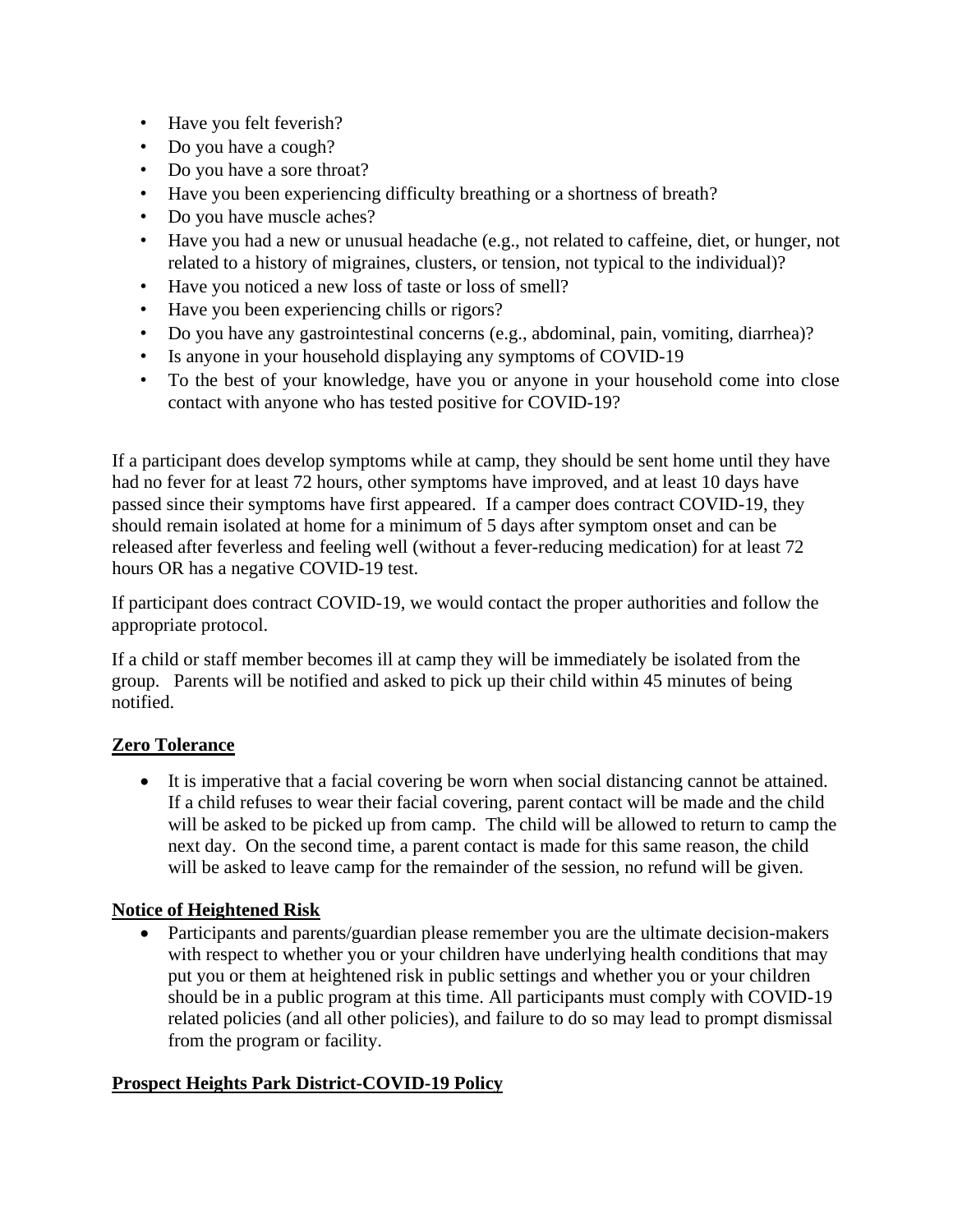- Have you felt feverish?
- Do you have a cough?
- Do you have a sore throat?
- Have you been experiencing difficulty breathing or a shortness of breath?
- Do you have muscle aches?
- Have you had a new or unusual headache (e.g., not related to caffeine, diet, or hunger, not related to a history of migraines, clusters, or tension, not typical to the individual)?
- Have you noticed a new loss of taste or loss of smell?
- Have you been experiencing chills or rigors?
- Do you have any gastrointestinal concerns (e.g., abdominal, pain, vomiting, diarrhea)?
- Is anyone in your household displaying any symptoms of COVID-19
- To the best of your knowledge, have you or anyone in your household come into close contact with anyone who has tested positive for COVID-19?

If a participant does develop symptoms while at camp, they should be sent home until they have had no fever for at least 72 hours, other symptoms have improved, and at least 10 days have passed since their symptoms have first appeared. If a camper does contract COVID-19, they should remain isolated at home for a minimum of 5 days after symptom onset and can be released after feverless and feeling well (without a fever-reducing medication) for at least 72 hours OR has a negative COVID-19 test.

If participant does contract COVID-19, we would contact the proper authorities and follow the appropriate protocol.

If a child or staff member becomes ill at camp they will be immediately be isolated from the group. Parents will be notified and asked to pick up their child within 45 minutes of being notified.

**Zero Tolerance**

- It is imperative that a facial covering be worn when social distancing cannot be attained. If a child refuses to wear their facial covering, parent contact will be made and the child will be asked to be picked up from camp. The child will be allowed to return to camp the next day. On the second time, a parent contact is made for this same reason, the child will be asked to leave camp for the remainder of the session, no refund will be given.

**Notice of Heightened Risk**

- Participants and parents/guardian please remember you are the ultimate decision-makers with respect to whether you or your children have underlying health conditions that may put you or them at heightened risk in public settings and whether you or your children should be in a public program at this time. All participants must comply with COVID-19 related policies (and all other policies), and failure to do so may lead to prompt dismissal from the program or facility.

**Prospect Heights Park District-COVID-19 Policy**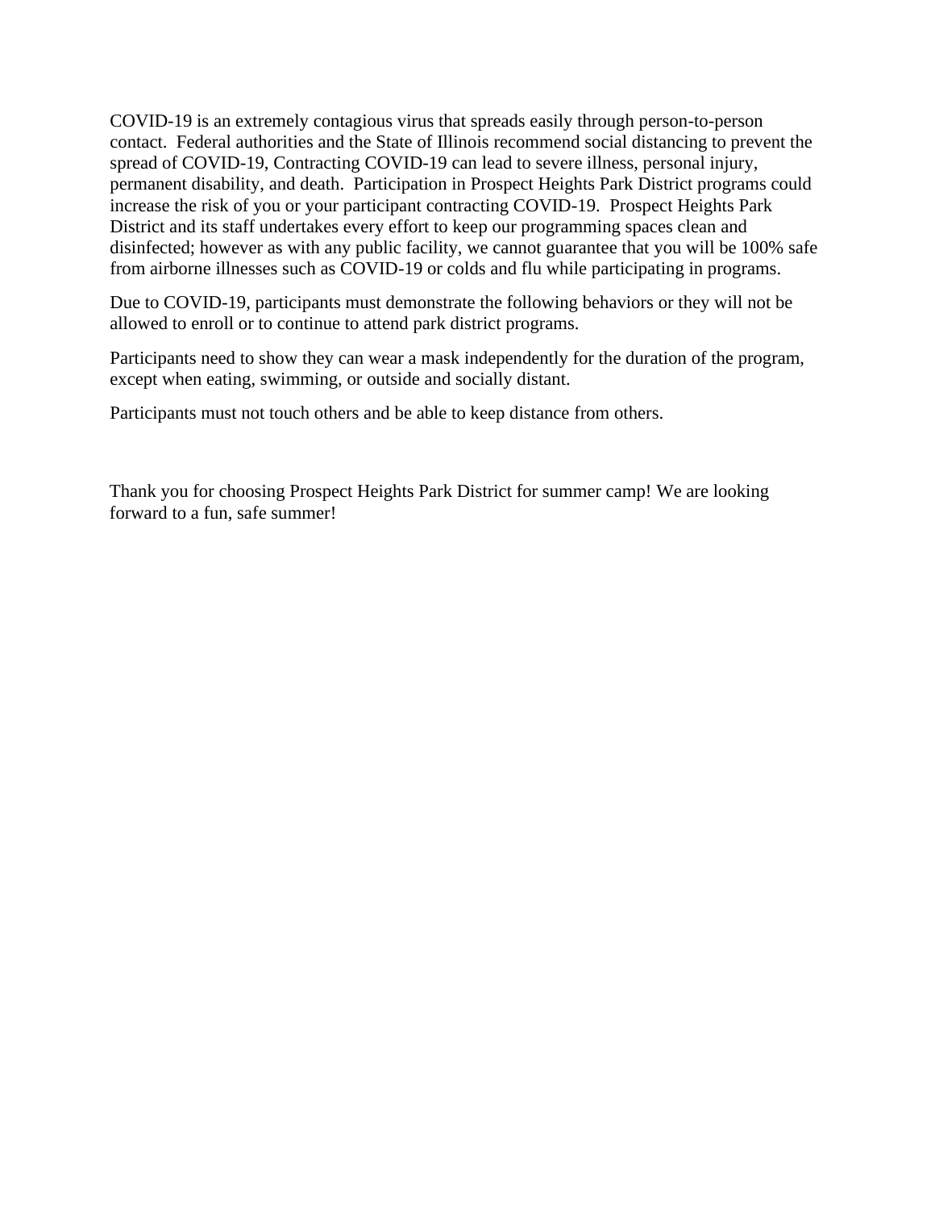COVID-19 is an extremely contagious virus that spreads easily through person-to-person contact. Federal authorities and the State of Illinois recommend social distancing to prevent the spread of COVID-19, Contracting COVID-19 can lead to severe illness, personal injury, permanent disability, and death. Participation in Prospect Heights Park District programs could increase the risk of you or your participant contracting COVID-19. Prospect Heights Park District and its staff undertakes every effort to keep our programming spaces clean and disinfected; however as with any public facility, we cannot guarantee that you will be 100% safe from airborne illnesses such as COVID-19 or colds and flu while participating in programs.

Due to COVID-19, participants must demonstrate the following behaviors or they will not be allowed to enroll or to continue to attend park district programs.

Participants need to show they can wear a mask independently for the duration of the program, except when eating, swimming, or outside and socially distant.

Participants must not touch others and be able to keep distance from others.

Thank you for choosing Prospect Heights Park District for summer camp! We are looking forward to a fun, safe summer!